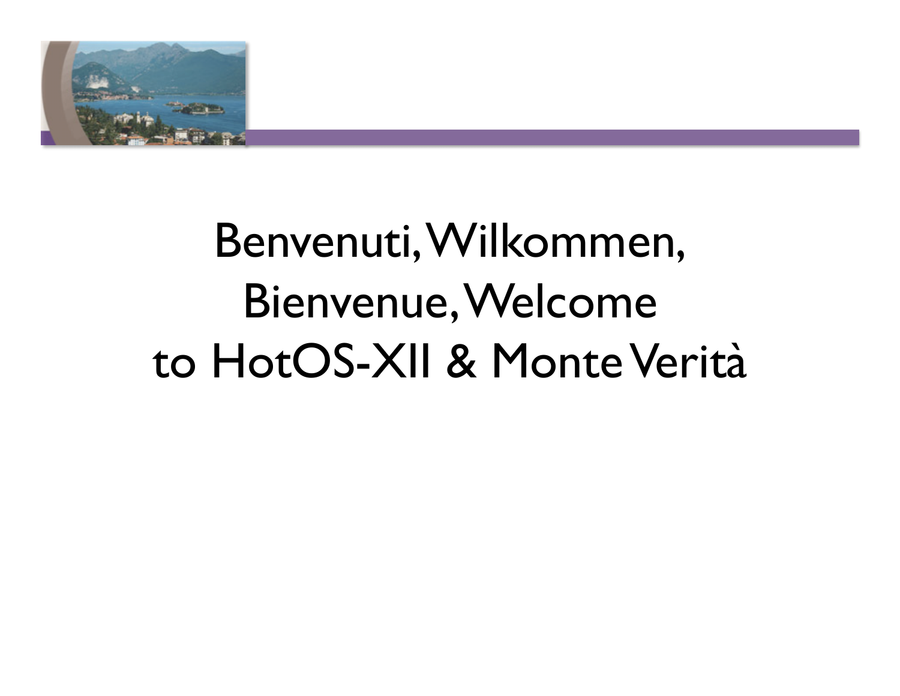# Benvenuti, Wilkommen, Bienvenue, Welcome to HotOS-XII & Monte Verità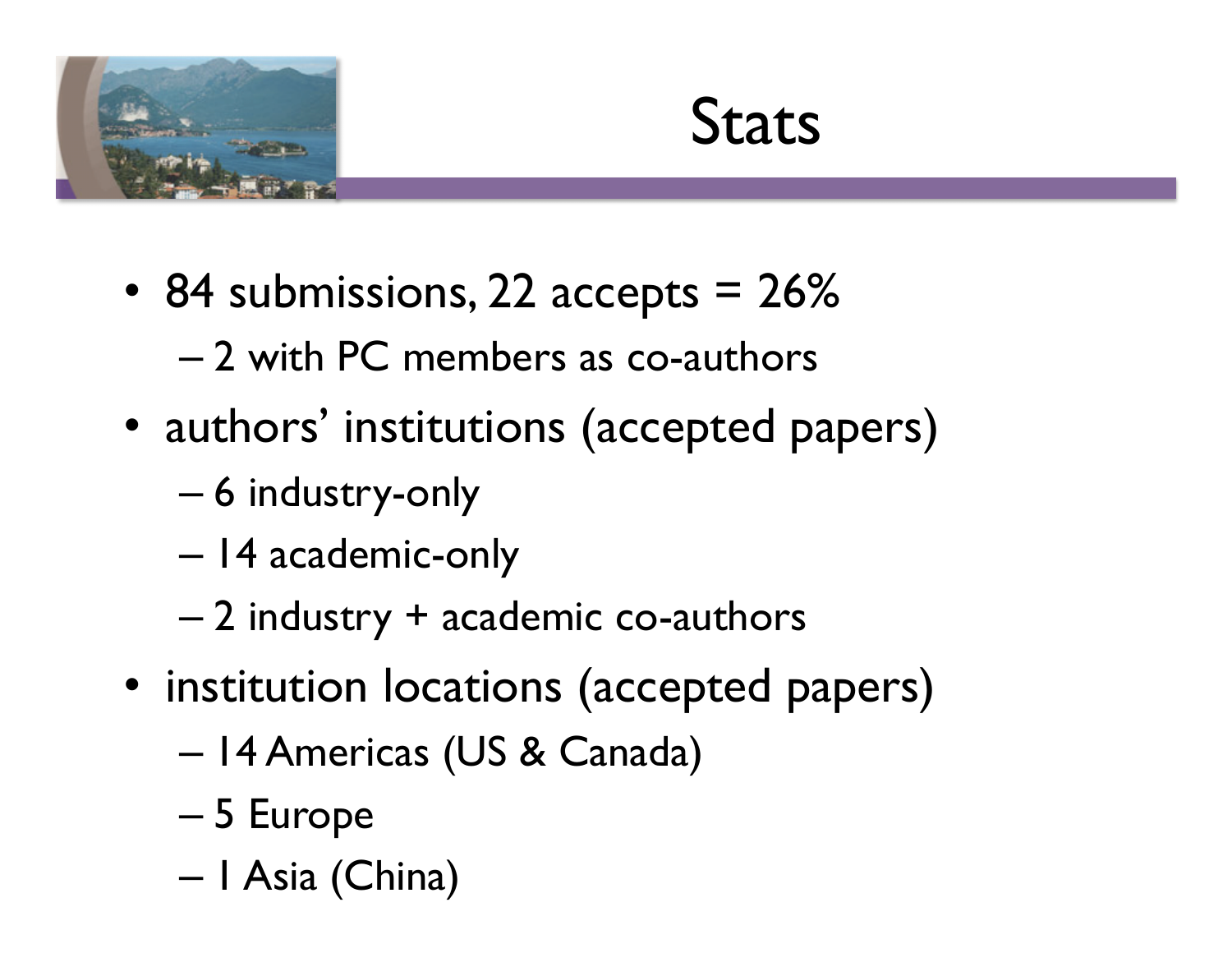# Stats

- 84 submissions, 22 accepts = 26%
  - 2 with PC members as co-authors
- authors' institutions (accepted papers)
  - 6 industry-only
  - 14 academic-only
  - 2 industry + academic co-authors
- institution locations (accepted papers)
  - 14 Americas (US & Canada)
  - 5 Europe
  - 1 Asia (China)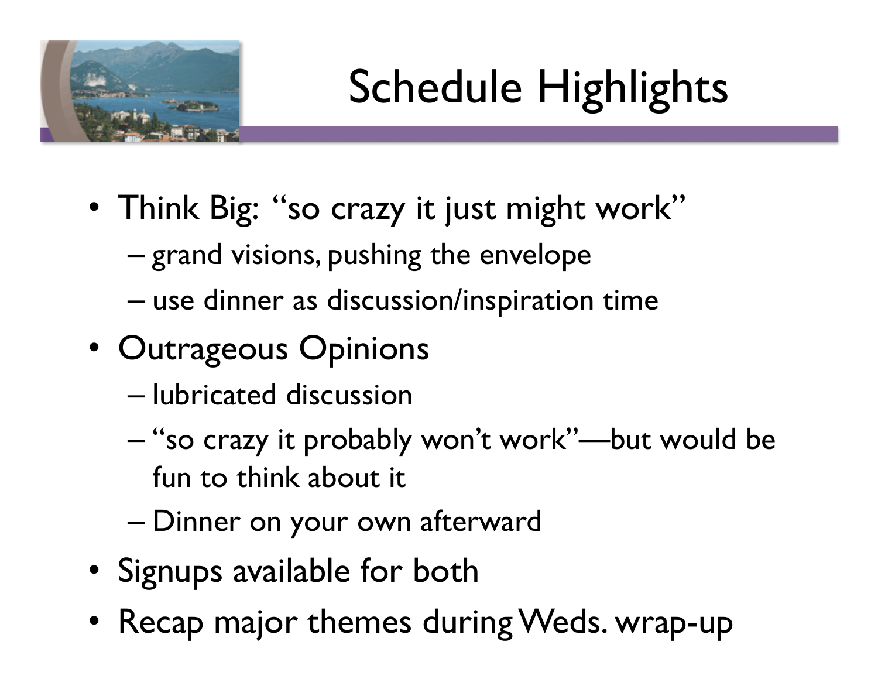# Schedule Highlights

- Think Big: "so crazy it just might work"
  - grand visions, pushing the envelope
  - use dinner as discussion/inspiration time
- Outrageous Opinions
  - lubricated discussion
  - "so crazy it probably won't work"—but would be fun to think about it
  - Dinner on your own afterward
- Signups available for both
- Recap major themes during Weds. wrap-up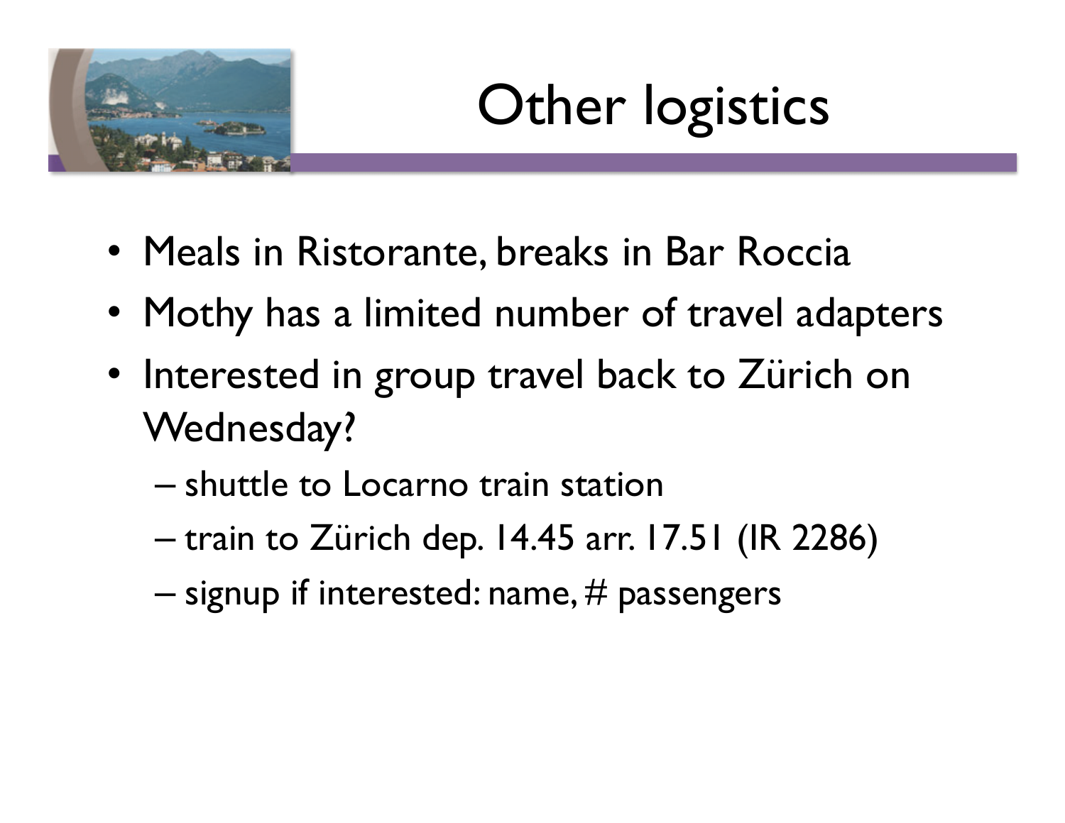# Other logistics

- Meals in Ristorante, breaks in Bar Roccia
- Mothy has a limited number of travel adapters
- Interested in group travel back to Zürich on Wednesday?
  - shuttle to Locarno train station
  - train to Zürich dep. 14.45 arr. 17.51 (IR 2286)
  - signup if interested: name, # passengers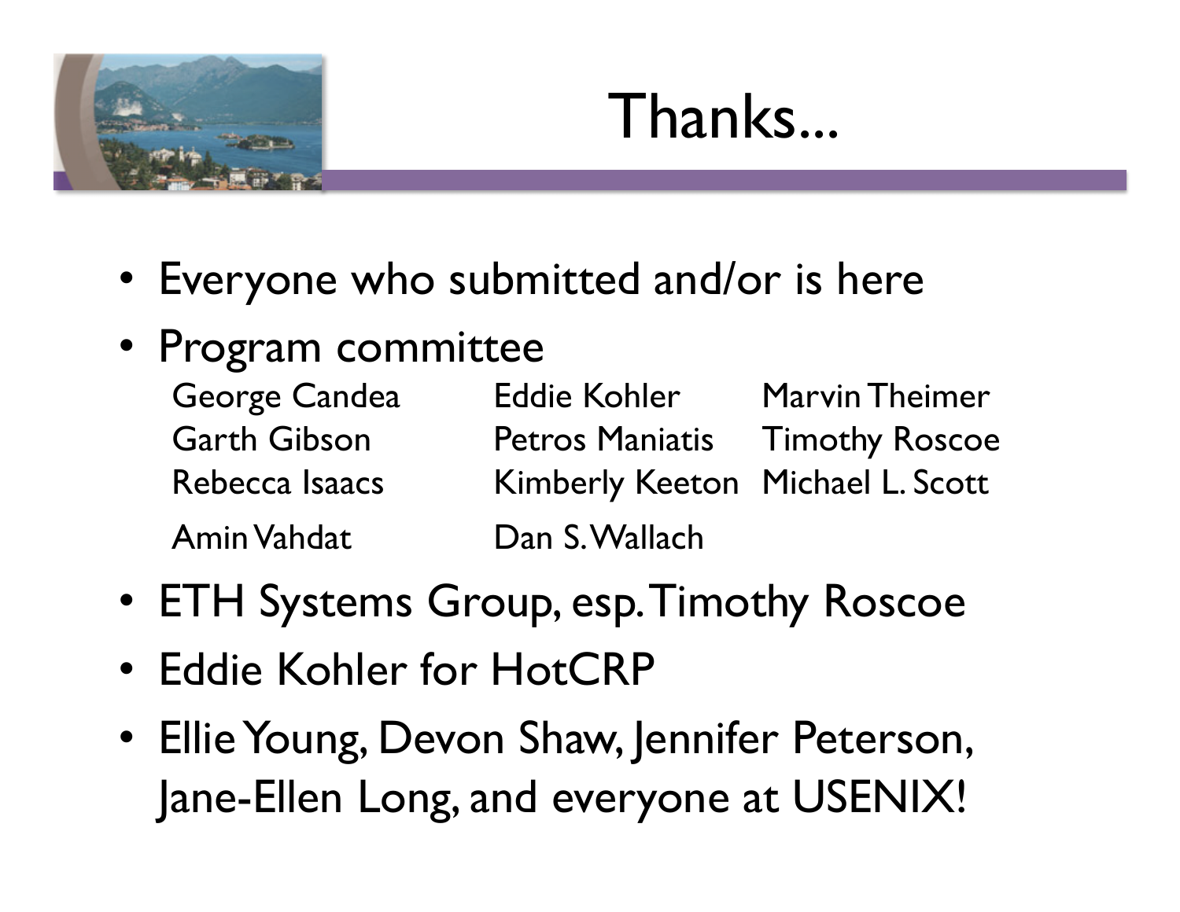# Thanks...

- Everyone who submitted and/or is here
- Program committee

| | | |
|---|---|---|
| George Candea | Eddie Kohler | Marvin Theimer |
| Garth Gibson | Petros Maniatis | Timothy Roscoe |
| Rebecca Isaacs | Kimberly Keeton | Michael L. Scott |
| Amin Vahdat | Dan S. Wallach | |

- ETH Systems Group, esp. Timothy Roscoe
- Eddie Kohler for HotCRP
- Ellie Young, Devon Shaw, Jennifer Peterson, Jane-Ellen Long, and everyone at USENIX!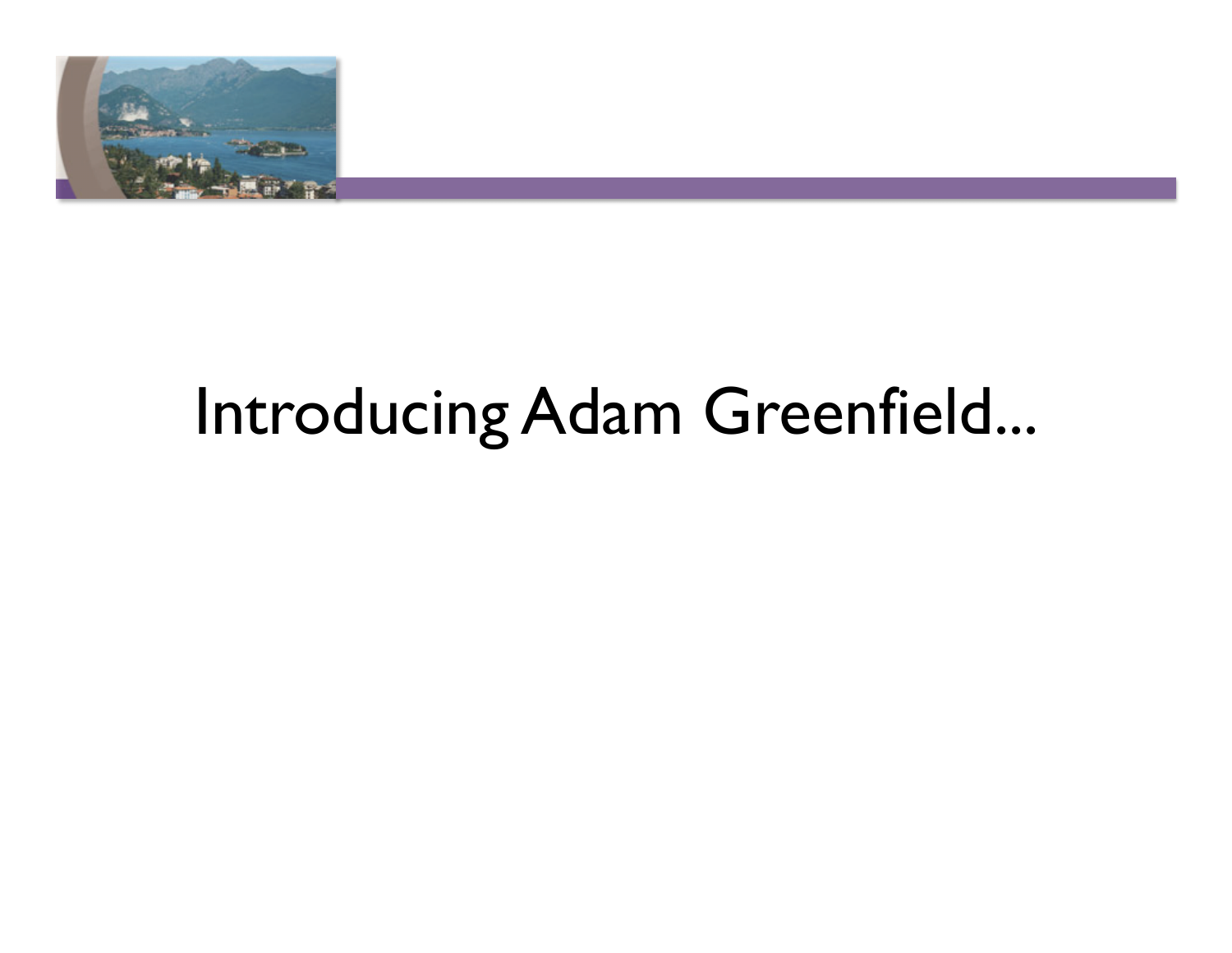# Introducing Adam Greenfield...